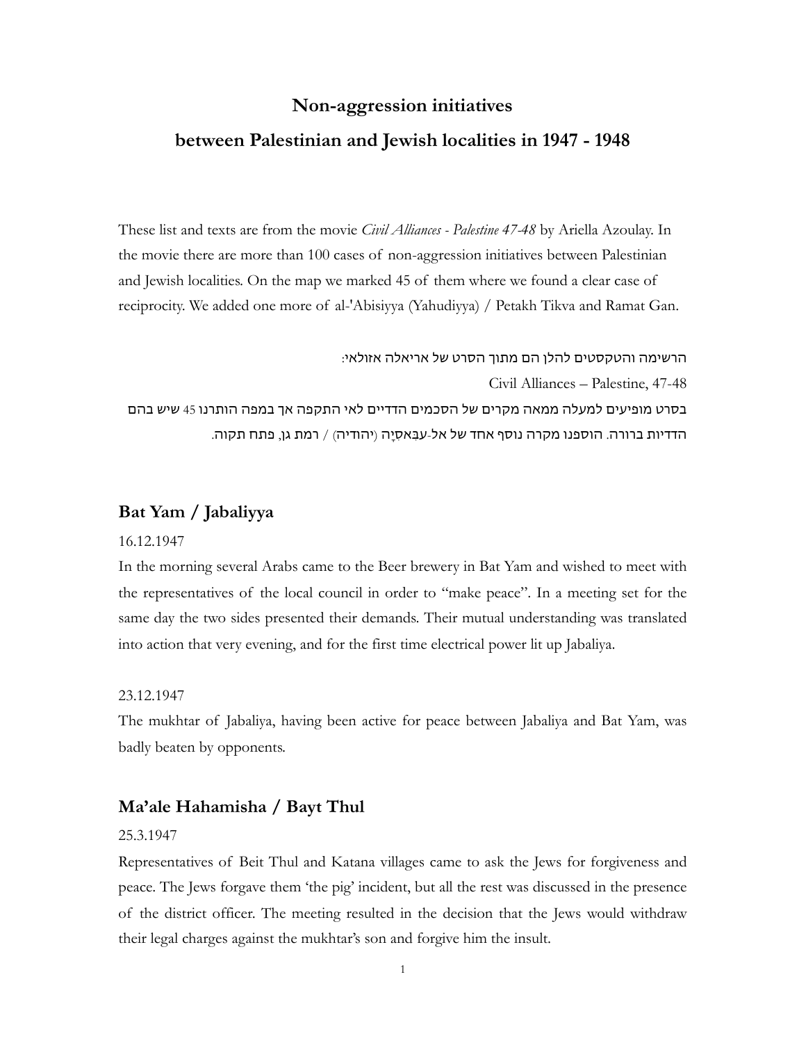## Non-aggression initiatives

## between Palestinian and Jewish localities in 1947 - 1948

These list and texts are from the movie *Civil Alliances - Palestine 47-48* by Ariella Azoulay. In the movie there are more than 100 cases of non-aggression initiatives between Palestinian and Jewish localities. On the map we marked 45 of them where we found a clear case of reciprocity. We added one more of al-'Abisiyya (Yahudiyya) / Petakh Tikva and Ramat Gan.

הרשימה והטקסטים להלן הם מתוך הסרט של אריאלה אזולאי:

Civil Alliances – Palestine, 47-48

בסרט מופיעים למעלה ממאה מקרים של הסכמים הדדיים לאי התקפה אך במפה הותרנו 45 שיש בהם הדדיות ברורה. הוספנו מקרה נוסף אחד של אל-עבּאסיָה (יהודיה) / רמת גן, פתח תקוה.

### Bat Yam / Jabaliyya

16.12.1947

In the morning several Arabs came to the Beer brewery in Bat Yam and wished to meet with the representatives of the local council in order to "make peace". In a meeting set for the same day the two sides presented their demands. Their mutual understanding was translated into action that very evening, and for the first time electrical power lit up Jabaliya.

23.12.1947

The mukhtar of Jabaliya, having been active for peace between Jabaliya and Bat Yam, was badly beaten by opponents.

### Ma'ale Hahamisha / Bayt Thul

25.3.1947

Representatives of Beit Thul and Katana villages came to ask the Jews for forgiveness and peace. The Jews forgave them 'the pig' incident, but all the rest was discussed in the presence of the district officer. The meeting resulted in the decision that the Jews would withdraw their legal charges against the mukhtar's son and forgive him the insult.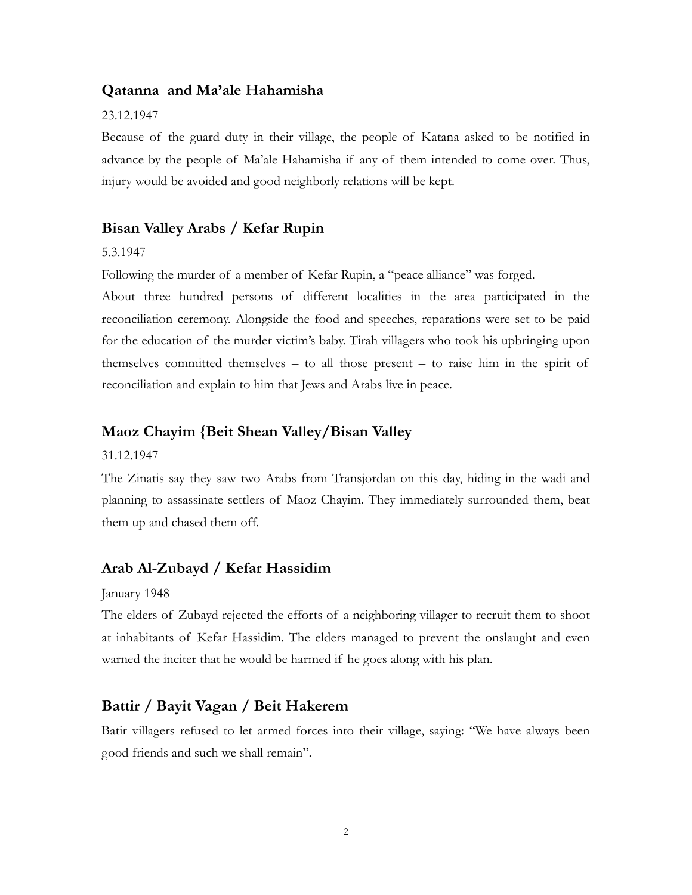## Qatanna and Ma'ale Hahamisha

23.12.1947

Because of the guard duty in their village, the people of Katana asked to be notified in advance by the people of Ma'ale Hahamisha if any of them intended to come over. Thus, injury would be avoided and good neighborly relations will be kept.

## Bisan Valley Arabs / Kefar Rupin

5.3.1947

Following the murder of a member of Kefar Rupin, a "peace alliance" was forged.

About three hundred persons of different localities in the area participated in the reconciliation ceremony. Alongside the food and speeches, reparations were set to be paid for the education of the murder victim's baby. Tirah villagers who took his upbringing upon themselves committed themselves – to all those present – to raise him in the spirit of reconciliation and explain to him that Jews and Arabs live in peace.

## Maoz Chayim {Beit Shean Valley/Bisan Valley

31.12.1947

The Zinatis say they saw two Arabs from Transjordan on this day, hiding in the wadi and planning to assassinate settlers of Maoz Chayim. They immediately surrounded them, beat them up and chased them off.

## Arab Al-Zubayd / Kefar Hassidim

January 1948

The elders of Zubayd rejected the efforts of a neighboring villager to recruit them to shoot at inhabitants of Kefar Hassidim. The elders managed to prevent the onslaught and even warned the inciter that he would be harmed if he goes along with his plan.

## Battir / Bayit Vagan / Beit Hakerem

Batir villagers refused to let armed forces into their village, saying: "We have always been good friends and such we shall remain".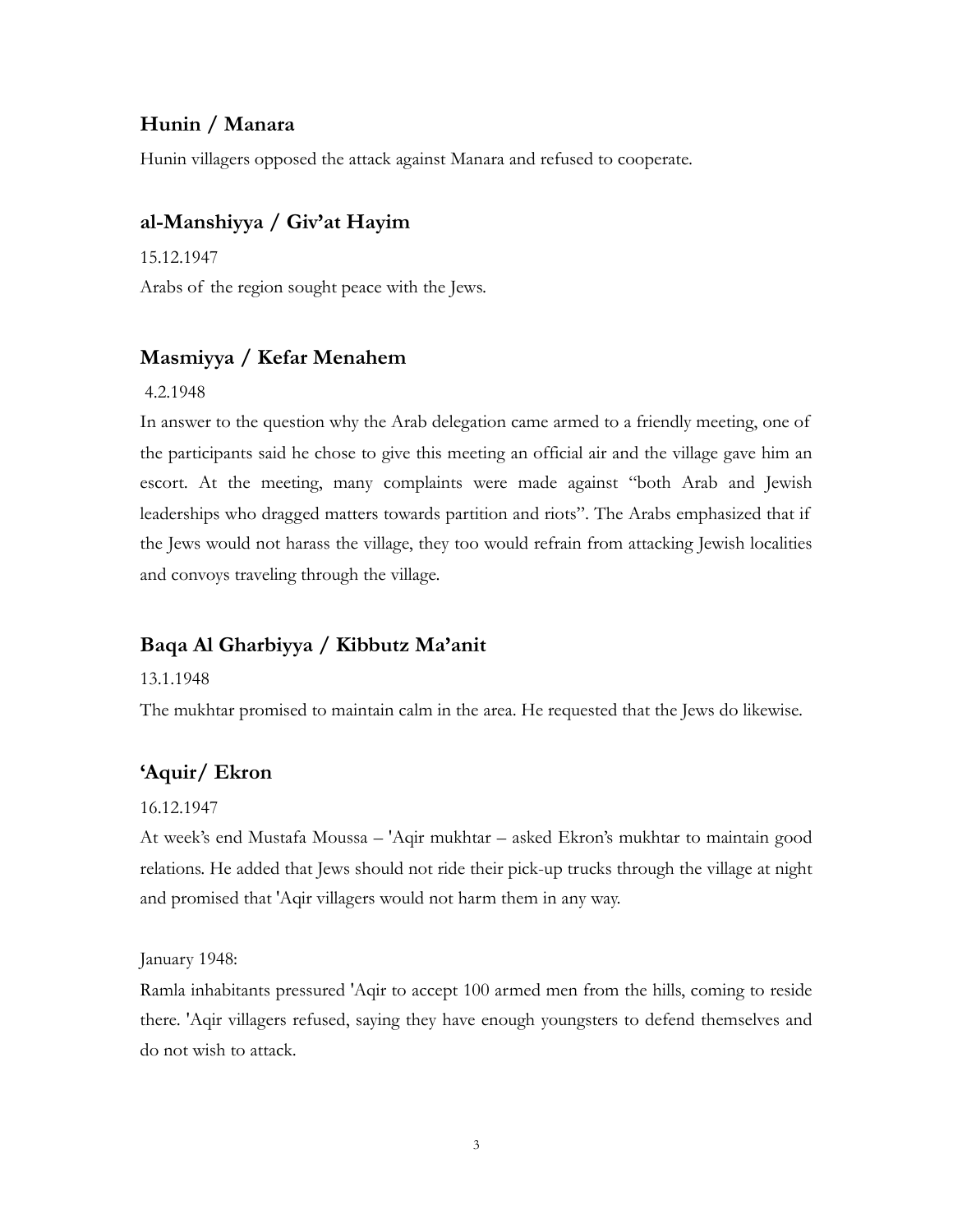## Hunin / Manara

Hunin villagers opposed the attack against Manara and refused to cooperate.

## al-Manshiyya / Giv'at Hayim

15.12.1947

Arabs of the region sought peace with the Jews.

## Masmiyya / Kefar Menahem

4.2.1948

In answer to the question why the Arab delegation came armed to a friendly meeting, one of the participants said he chose to give this meeting an official air and the village gave him an escort. At the meeting, many complaints were made against "both Arab and Jewish leaderships who dragged matters towards partition and riots". The Arabs emphasized that if the Jews would not harass the village, they too would refrain from attacking Jewish localities and convoys traveling through the village.

## Baqa Al Gharbiyya / Kibbutz Ma'anit

13.1.1948

The mukhtar promised to maintain calm in the area. He requested that the Jews do likewise.

## 'Aquir/ Ekron

16.12.1947

At week's end Mustafa Moussa – 'Aqir mukhtar – asked Ekron's mukhtar to maintain good relations. He added that Jews should not ride their pick-up trucks through the village at night and promised that 'Aqir villagers would not harm them in any way.

January 1948:

Ramla inhabitants pressured 'Aqir to accept 100 armed men from the hills, coming to reside there. 'Aqir villagers refused, saying they have enough youngsters to defend themselves and do not wish to attack.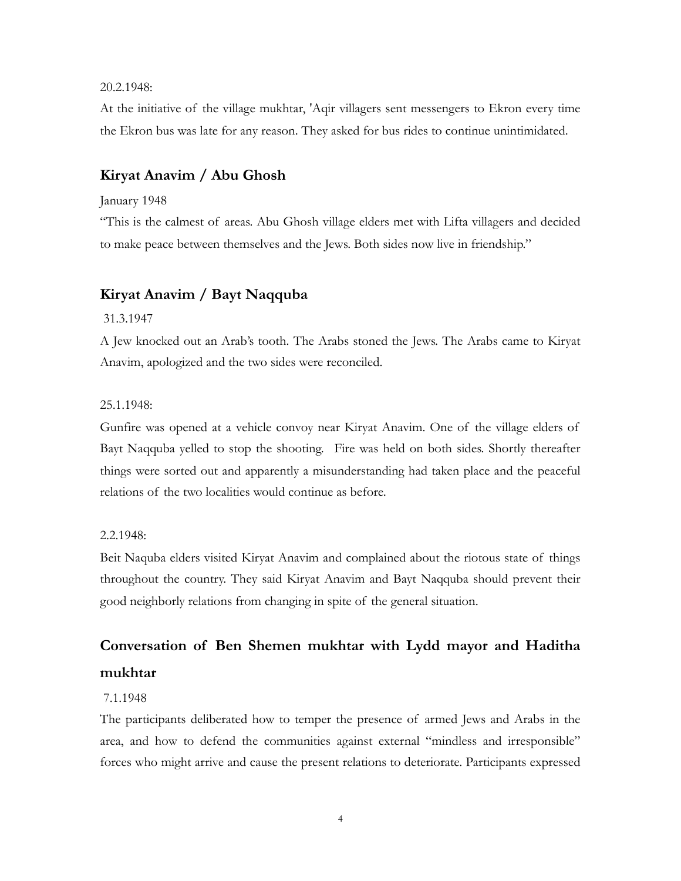20.2.1948:

At the initiative of the village mukhtar, 'Aqir villagers sent messengers to Ekron every time the Ekron bus was late for any reason. They asked for bus rides to continue unintimidated.

## Kiryat Anavim / Abu Ghosh

January 1948

"This is the calmest of areas. Abu Ghosh village elders met with Lifta villagers and decided to make peace between themselves and the Jews. Both sides now live in friendship."

## Kiryat Anavim / Bayt Naqquba

31.3.1947

A Jew knocked out an Arab's tooth. The Arabs stoned the Jews. The Arabs came to Kiryat Anavim, apologized and the two sides were reconciled.

25.1.1948:

Gunfire was opened at a vehicle convoy near Kiryat Anavim. One of the village elders of Bayt Naqquba yelled to stop the shooting. Fire was held on both sides. Shortly thereafter things were sorted out and apparently a misunderstanding had taken place and the peaceful relations of the two localities would continue as before.

2.2.1948:

Beit Naquba elders visited Kiryat Anavim and complained about the riotous state of things throughout the country. They said Kiryat Anavim and Bayt Naqquba should prevent their good neighborly relations from changing in spite of the general situation.

## Conversation of Ben Shemen mukhtar with Lydd mayor and Haditha mukhtar

7.1.1948

The participants deliberated how to temper the presence of armed Jews and Arabs in the area, and how to defend the communities against external "mindless and irresponsible" forces who might arrive and cause the present relations to deteriorate. Participants expressed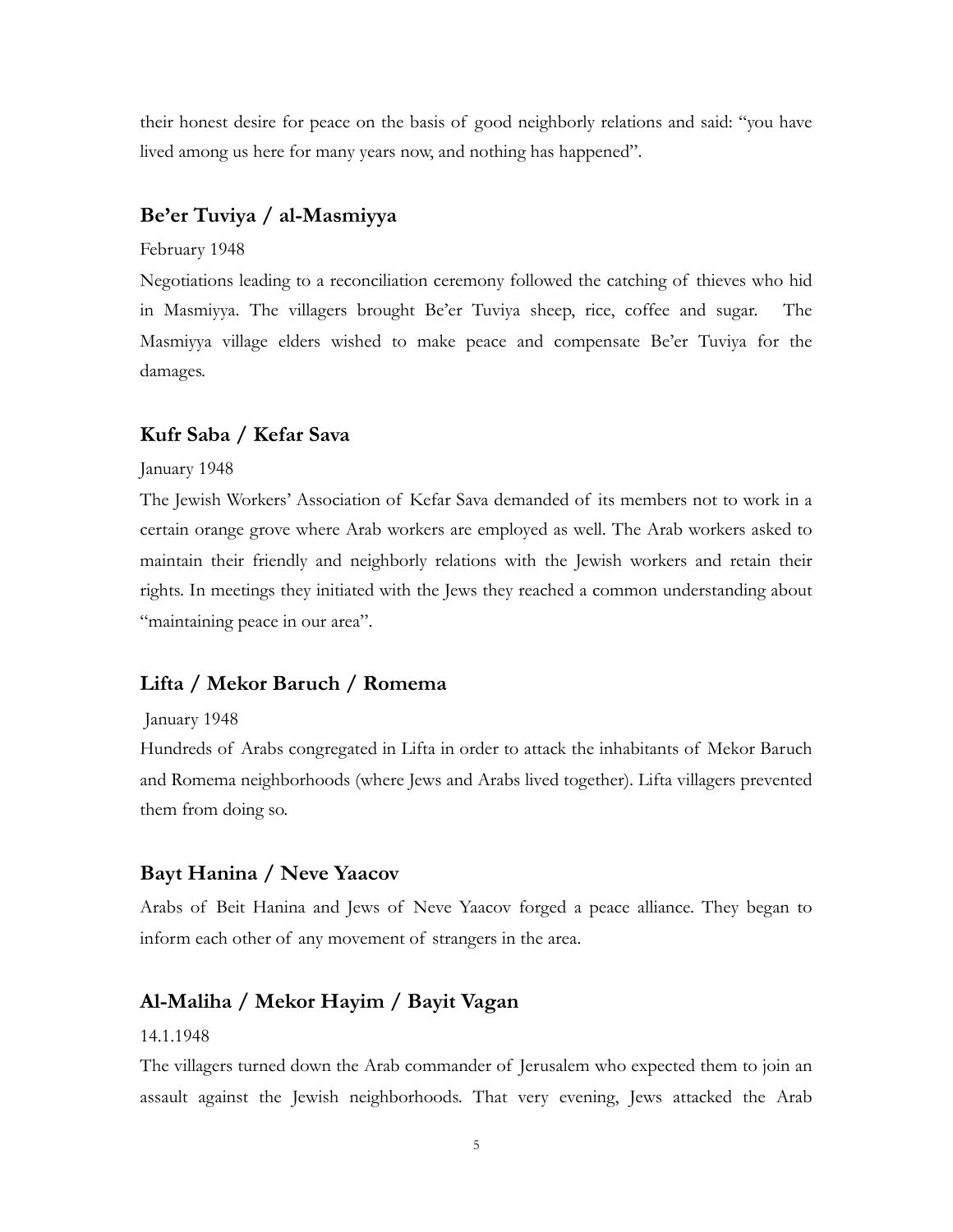their honest desire for peace on the basis of good neighborly relations and said: "you have lived among us here for many years now, and nothing has happened".

## Be'er Tuviya / al-Masmiyya

February 1948

Negotiations leading to a reconciliation ceremony followed the catching of thieves who hid in Masmiyya. The villagers brought Be'er Tuviya sheep, rice, coffee and sugar. The Masmiyya village elders wished to make peace and compensate Be'er Tuviya for the damages.

## Kufr Saba / Kefar Sava

January 1948

The Jewish Workers' Association of Kefar Sava demanded of its members not to work in a certain orange grove where Arab workers are employed as well. The Arab workers asked to maintain their friendly and neighborly relations with the Jewish workers and retain their rights. In meetings they initiated with the Jews they reached a common understanding about "maintaining peace in our area".

## Lifta / Mekor Baruch / Romema

January 1948

Hundreds of Arabs congregated in Lifta in order to attack the inhabitants of Mekor Baruch and Romema neighborhoods (where Jews and Arabs lived together). Lifta villagers prevented them from doing so.

## Bayt Hanina / Neve Yaacov

Arabs of Beit Hanina and Jews of Neve Yaacov forged a peace alliance. They began to inform each other of any movement of strangers in the area.

## Al-Maliha / Mekor Hayim / Bayit Vagan

14.1.1948

The villagers turned down the Arab commander of Jerusalem who expected them to join an assault against the Jewish neighborhoods. That very evening, Jews attacked the Arab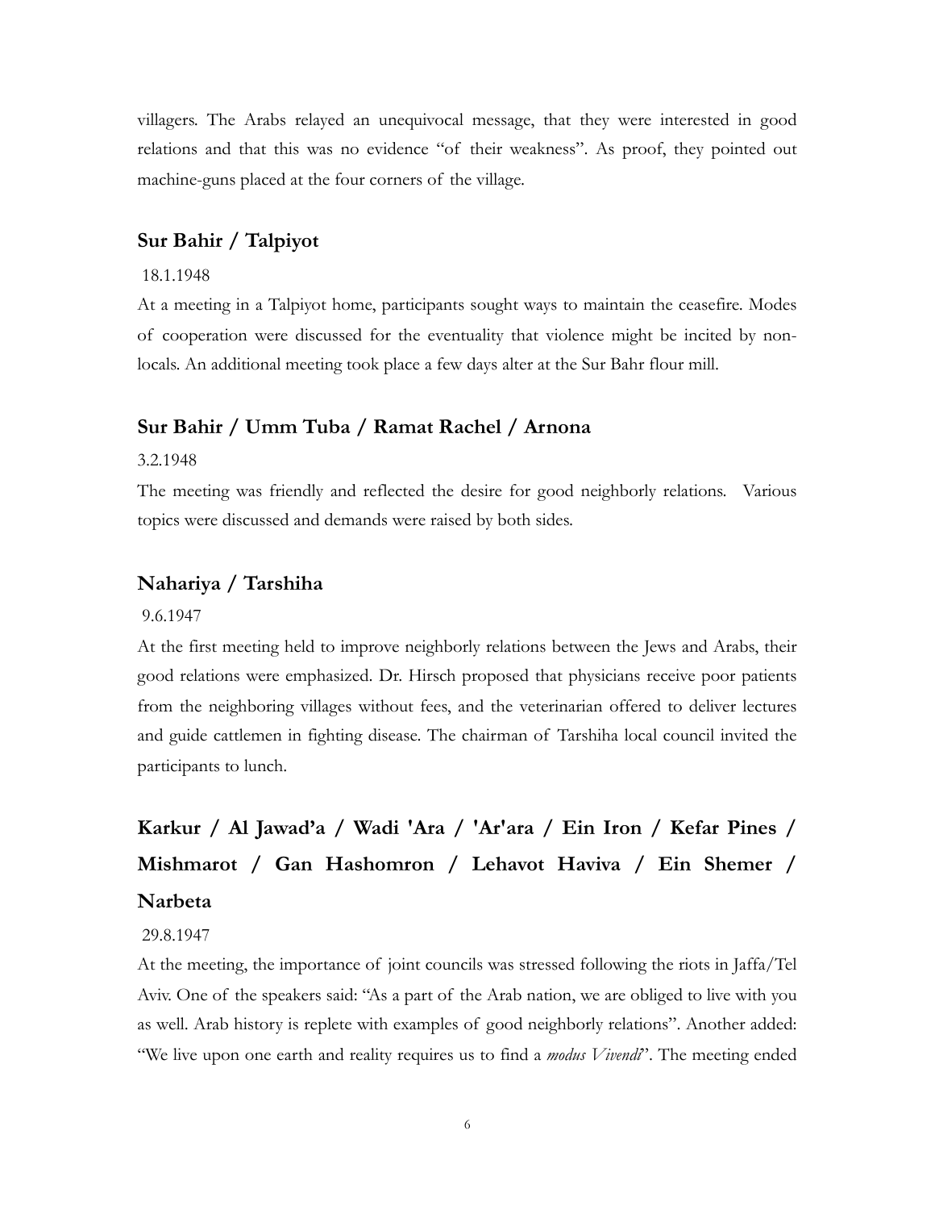villagers. The Arabs relayed an unequivocal message, that they were interested in good relations and that this was no evidence "of their weakness". As proof, they pointed out machine-guns placed at the four corners of the village.

### Sur Bahir / Talpiyot

18.1.1948

At a meeting in a Talpiyot home, participants sought ways to maintain the ceasefire. Modes of cooperation were discussed for the eventuality that violence might be incited by non-locals. An additional meeting took place a few days alter at the Sur Bahr flour mill.

### Sur Bahir / Umm Tuba / Ramat Rachel / Arnona

3.2.1948

The meeting was friendly and reflected the desire for good neighborly relations. Various topics were discussed and demands were raised by both sides.

### Nahariya / Tarshiha

9.6.1947

At the first meeting held to improve neighborly relations between the Jews and Arabs, their good relations were emphasized. Dr. Hirsch proposed that physicians receive poor patients from the neighboring villages without fees, and the veterinarian offered to deliver lectures and guide cattlemen in fighting disease. The chairman of Tarshiha local council invited the participants to lunch.

### Karkur / Al Jawad'a / Wadi 'Ara / 'Ar'ara / Ein Iron / Kefar Pines / Mishmarot / Gan Hashomron / Lehavot Haviva / Ein Shemer / Narbeta

29.8.1947

At the meeting, the importance of joint councils was stressed following the riots in Jaffa/Tel Aviv. One of the speakers said: "As a part of the Arab nation, we are obliged to live with you as well. Arab history is replete with examples of good neighborly relations". Another added: "We live upon one earth and reality requires us to find a *modus Vivendi*". The meeting ended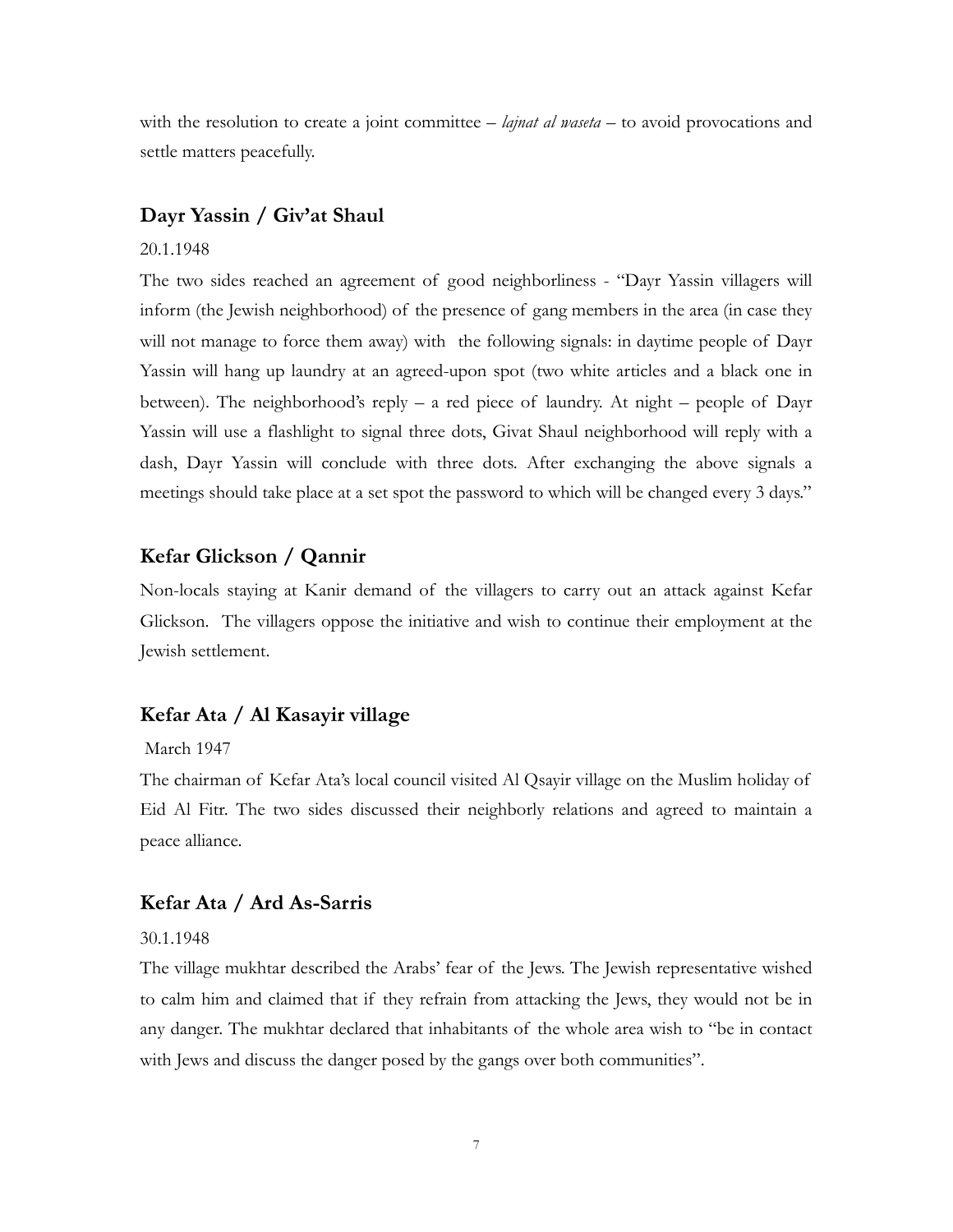with the resolution to create a joint committee – *lajnat al waseta* – to avoid provocations and settle matters peacefully.

## Dayr Yassin / Giv'at Shaul

20.1.1948

The two sides reached an agreement of good neighborliness - "Dayr Yassin villagers will inform (the Jewish neighborhood) of the presence of gang members in the area (in case they will not manage to force them away) with the following signals: in daytime people of Dayr Yassin will hang up laundry at an agreed-upon spot (two white articles and a black one in between). The neighborhood's reply – a red piece of laundry. At night – people of Dayr Yassin will use a flashlight to signal three dots, Givat Shaul neighborhood will reply with a dash, Dayr Yassin will conclude with three dots. After exchanging the above signals a meetings should take place at a set spot the password to which will be changed every 3 days."

## Kefar Glickson / Qannir

Non-locals staying at Kanir demand of the villagers to carry out an attack against Kefar Glickson. The villagers oppose the initiative and wish to continue their employment at the Jewish settlement.

## Kefar Ata / Al Kasayir village

March 1947

The chairman of Kefar Ata's local council visited Al Qsayir village on the Muslim holiday of Eid Al Fitr. The two sides discussed their neighborly relations and agreed to maintain a peace alliance.

## Kefar Ata / Ard As-Sarris

30.1.1948

The village mukhtar described the Arabs' fear of the Jews. The Jewish representative wished to calm him and claimed that if they refrain from attacking the Jews, they would not be in any danger. The mukhtar declared that inhabitants of the whole area wish to "be in contact with Jews and discuss the danger posed by the gangs over both communities".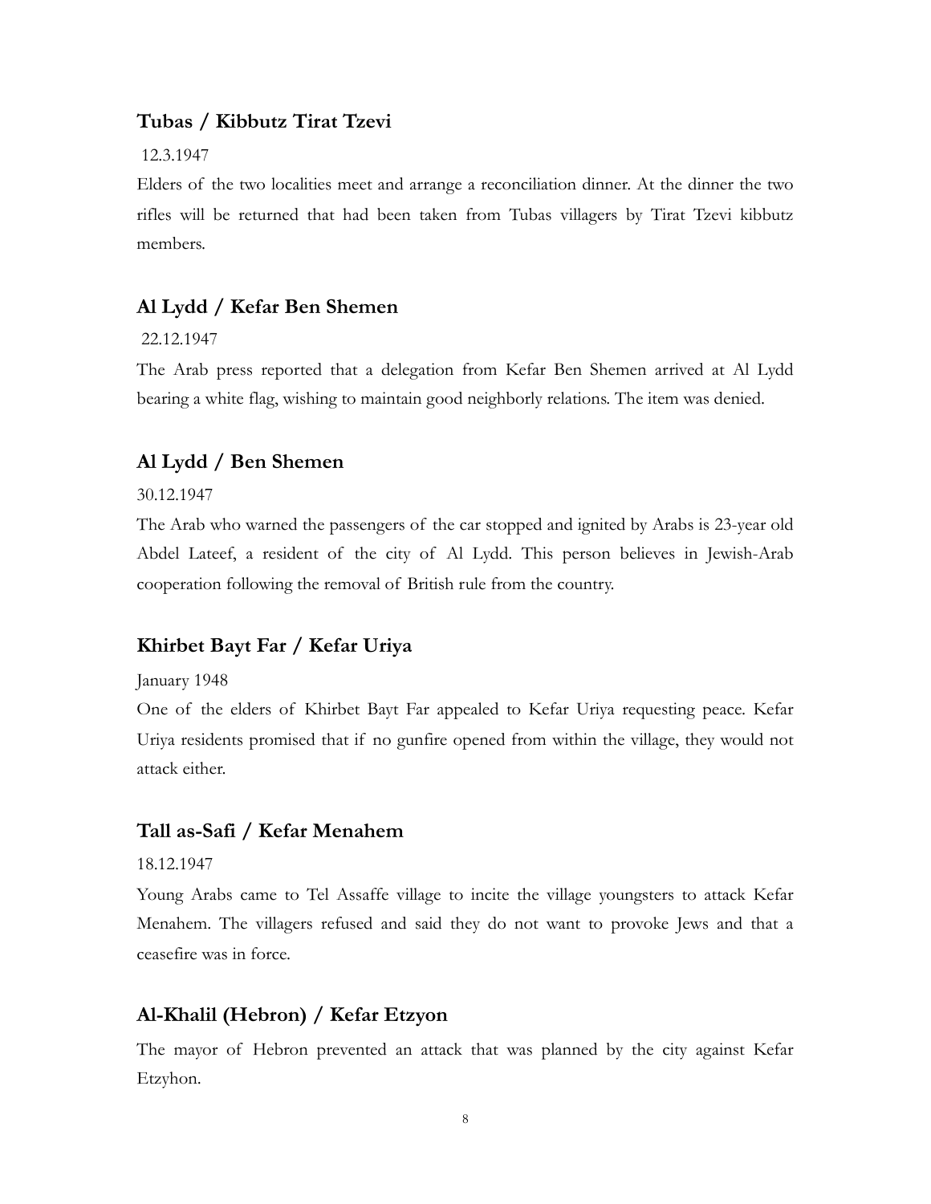### Tubas / Kibbutz Tirat Tzevi

12.3.1947

Elders of the two localities meet and arrange a reconciliation dinner. At the dinner the two rifles will be returned that had been taken from Tubas villagers by Tirat Tzevi kibbutz members.

### Al Lydd / Kefar Ben Shemen

22.12.1947

The Arab press reported that a delegation from Kefar Ben Shemen arrived at Al Lydd bearing a white flag, wishing to maintain good neighborly relations. The item was denied.

### Al Lydd / Ben Shemen

30.12.1947

The Arab who warned the passengers of the car stopped and ignited by Arabs is 23-year old Abdel Lateef, a resident of the city of Al Lydd. This person believes in Jewish-Arab cooperation following the removal of British rule from the country.

### Khirbet Bayt Far / Kefar Uriya

January 1948

One of the elders of Khirbet Bayt Far appealed to Kefar Uriya requesting peace. Kefar Uriya residents promised that if no gunfire opened from within the village, they would not attack either.

### Tall as-Safi / Kefar Menahem

18.12.1947

Young Arabs came to Tel Assaffe village to incite the village youngsters to attack Kefar Menahem. The villagers refused and said they do not want to provoke Jews and that a ceasefire was in force.

### Al-Khalil (Hebron) / Kefar Etzyon

The mayor of Hebron prevented an attack that was planned by the city against Kefar Etzyhon.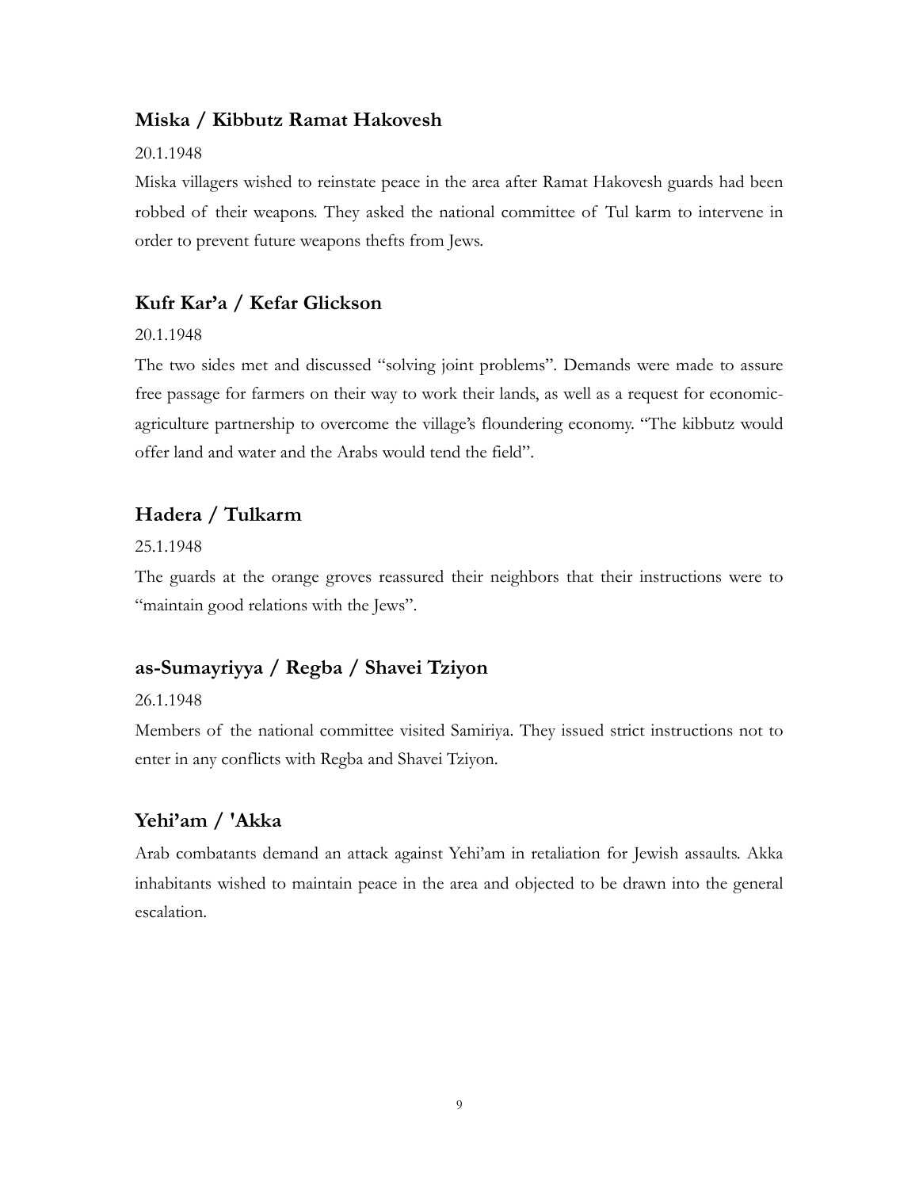## Miska / Kibbutz Ramat Hakovesh

20.1.1948

Miska villagers wished to reinstate peace in the area after Ramat Hakovesh guards had been robbed of their weapons. They asked the national committee of Tul karm to intervene in order to prevent future weapons thefts from Jews.

## Kufr Kar'a / Kefar Glickson

20.1.1948

The two sides met and discussed "solving joint problems". Demands were made to assure free passage for farmers on their way to work their lands, as well as a request for economic-agriculture partnership to overcome the village's floundering economy. "The kibbutz would offer land and water and the Arabs would tend the field".

## Hadera / Tulkarm

25.1.1948

The guards at the orange groves reassured their neighbors that their instructions were to "maintain good relations with the Jews".

## as-Sumayriyya / Regba / Shavei Tziyon

26.1.1948

Members of the national committee visited Samiriya. They issued strict instructions not to enter in any conflicts with Regba and Shavei Tziyon.

## Yehi'am / 'Akka

Arab combatants demand an attack against Yehi'am in retaliation for Jewish assaults. Akka inhabitants wished to maintain peace in the area and objected to be drawn into the general escalation.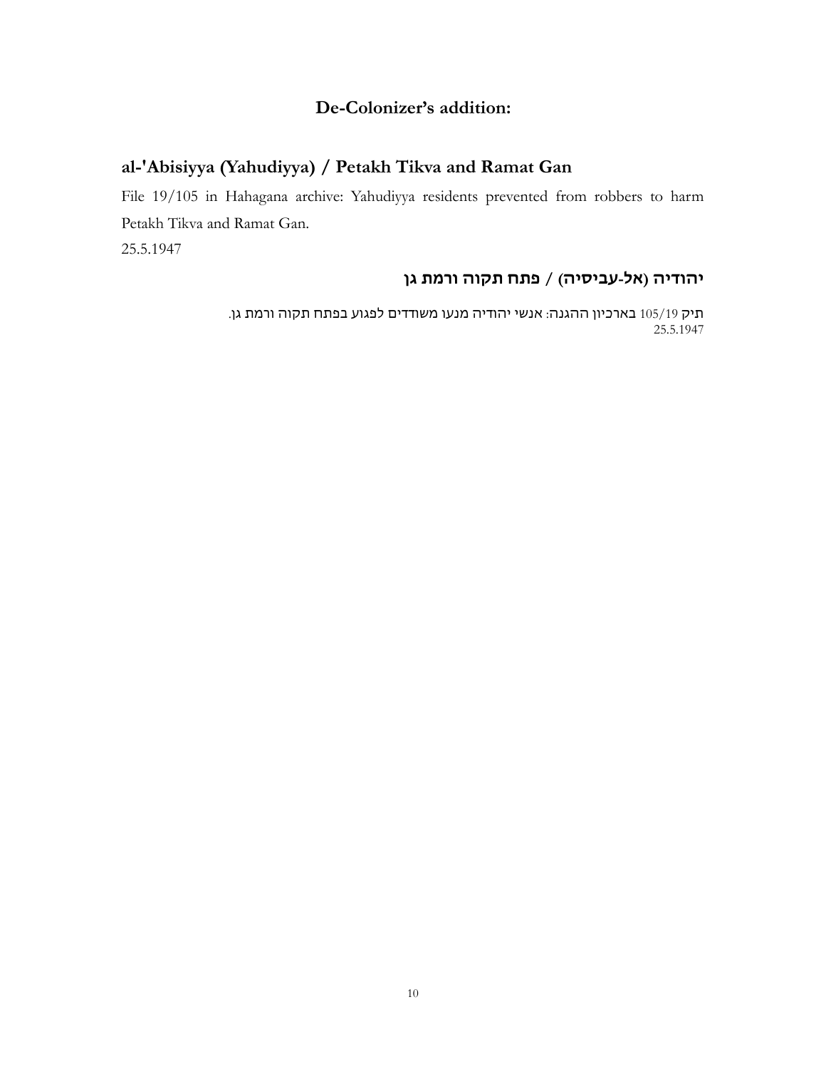## De-Colonizer's addition:

### al-'Abisiyya (Yahudiyya) / Petakh Tikva and Ramat Gan

File 19/105 in Hahagana archive: Yahudiyya residents prevented from robbers to harm Petakh Tikva and Ramat Gan.

25.5.1947

### יהודיה (אל-עביסיה) / פתח תקוה ורמת גן

תיק 105/19 בארכיון ההגנה: אנשי יהודיה מנעו משודדים לפגוע בפתח תקוה ורמת גן.

25.5.1947